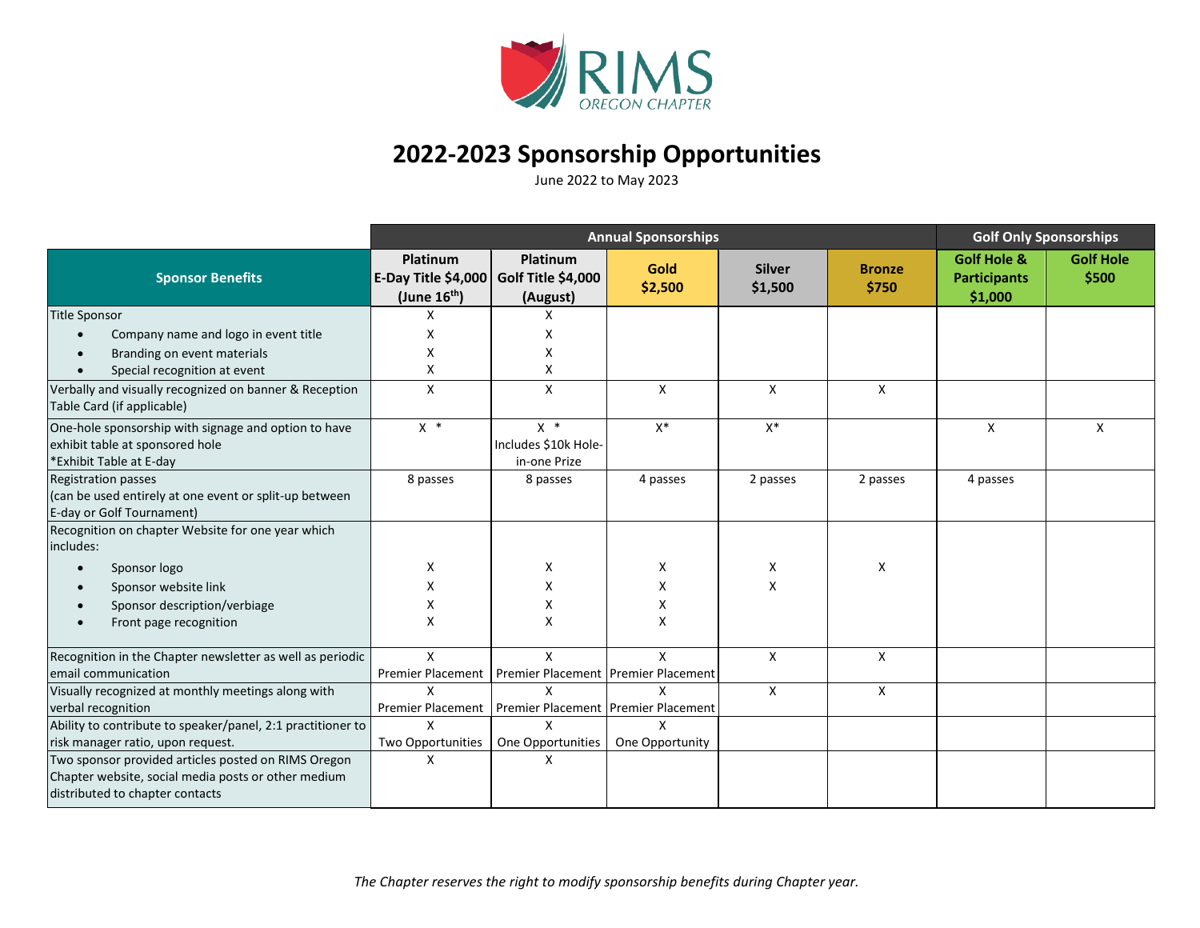RIMS OREGON CHAPTER

# 2022-2023 Sponsorship Opportunities

June 2022 to May 2023

| Sponsor Benefits | Annual Sponsorships | | | | | Golf Only Sponsorships | |
|---|---|---|---|---|---|---|---|
| | **Platinum E-Day Title $4,000 (June 16th)** | **Platinum Golf Title $4,000 (August)** | **Gold $2,500** | **Silver $1,500** | **Bronze $750** | **Golf Hole & Participants $1,000** | **Golf Hole $500** |
| Title Sponsor | X | X | | | | | |
| • Company name and logo in event title | X | X | | | | | |
| • Branding on event materials | X | X | | | | | |
| • Special recognition at event | X | X | | | | | |
| Verbally and visually recognized on banner & Reception Table Card (if applicable) | X | X | X | X | X | | |
| One-hole sponsorship with signage and option to have exhibit table at sponsored hole *Exhibit Table at E-day | X * | X * Includes $10k Hole-in-one Prize | X* | X* | | X | X |
| Registration passes (can be used entirely at one event or split-up between E-day or Golf Tournament) | 8 passes | 8 passes | 4 passes | 2 passes | 2 passes | 4 passes | |
| Recognition on chapter Website for one year which includes: | | | | | | | |
| • Sponsor logo | X | X | X | X | X | | |
| • Sponsor website link | X | X | X | X | | | |
| • Sponsor description/verbiage | X | X | X | | | | |
| • Front page recognition | X | X | X | | | | |
| Recognition in the Chapter newsletter as well as periodic email communication | X Premier Placement | X Premier Placement | X Premier Placement | X | X | | |
| Visually recognized at monthly meetings along with verbal recognition | X Premier Placement | X Premier Placement | X Premier Placement | X | X | | |
| Ability to contribute to speaker/panel, 2:1 practitioner to risk manager ratio, upon request. | X Two Opportunities | X One Opportunities | X One Opportunity | | | | |
| Two sponsor provided articles posted on RIMS Oregon Chapter website, social media posts or other medium distributed to chapter contacts | X | X | | | | | |

*The Chapter reserves the right to modify sponsorship benefits during Chapter year.*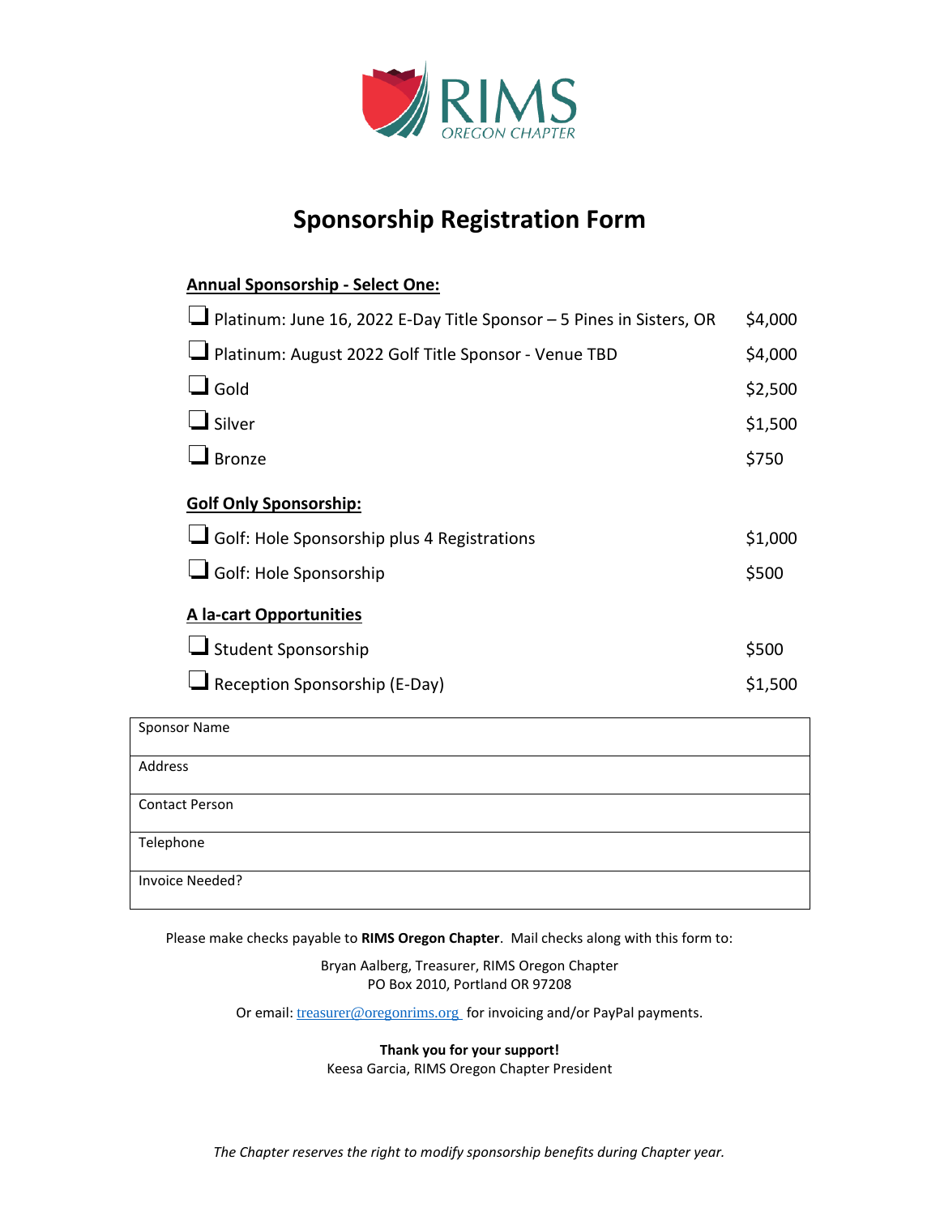RIMS
OREGON CHAPTER

# Sponsorship Registration Form

**Annual Sponsorship - Select One:**

- ☐ Platinum: June 16, 2022 E-Day Title Sponsor – 5 Pines in Sisters, OR — $4,000
- ☐ Platinum: August 2022 Golf Title Sponsor - Venue TBD — $4,000
- ☐ Gold — $2,500
- ☐ Silver — $1,500
- ☐ Bronze — $750

**Golf Only Sponsorship:**

- ☐ Golf: Hole Sponsorship plus 4 Registrations — $1,000
- ☐ Golf: Hole Sponsorship — $500

**A la-cart Opportunities**

- ☐ Student Sponsorship — $500
- ☐ Reception Sponsorship (E-Day) — $1,500

| |
|---|
| Sponsor Name |
| Address |
| Contact Person |
| Telephone |
| Invoice Needed? |

Please make checks payable to **RIMS Oregon Chapter**. Mail checks along with this form to:

Bryan Aalberg, Treasurer, RIMS Oregon Chapter
PO Box 2010, Portland OR 97208

Or email: treasurer@oregonrims.org for invoicing and/or PayPal payments.

**Thank you for your support!**
Keesa Garcia, RIMS Oregon Chapter President

*The Chapter reserves the right to modify sponsorship benefits during Chapter year.*